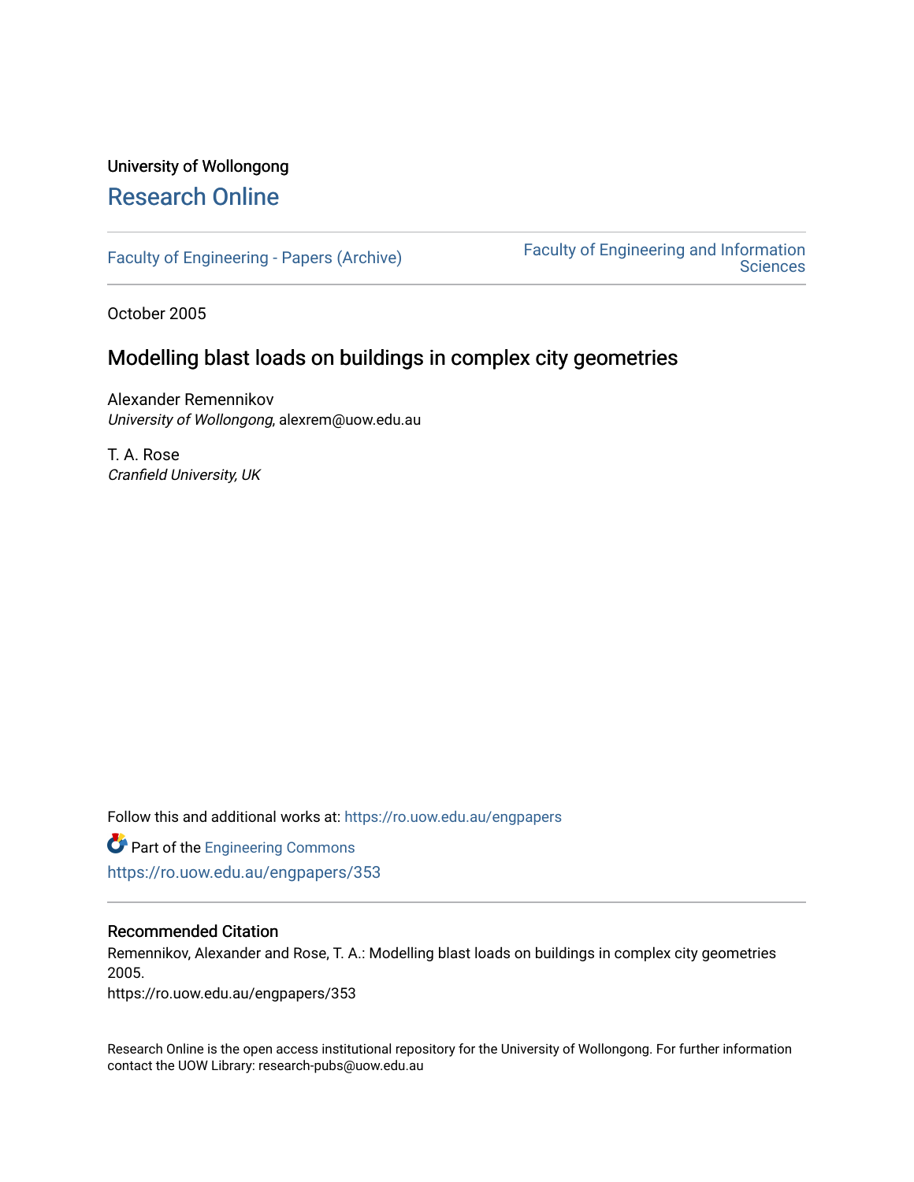University of Wollongong

# Research Online

Faculty of Engineering - Papers (Archive)

Faculty of Engineering and Information Sciences

October 2005

## Modelling blast loads on buildings in complex city geometries

Alexander Remennikov
*University of Wollongong*, alexrem@uow.edu.au

T. A. Rose
*Cranfield University, UK*

Follow this and additional works at: https://ro.uow.edu.au/engpapers

Part of the Engineering Commons

https://ro.uow.edu.au/engpapers/353

### Recommended Citation

Remennikov, Alexander and Rose, T. A.: Modelling blast loads on buildings in complex city geometries 2005.
https://ro.uow.edu.au/engpapers/353

Research Online is the open access institutional repository for the University of Wollongong. For further information contact the UOW Library: research-pubs@uow.edu.au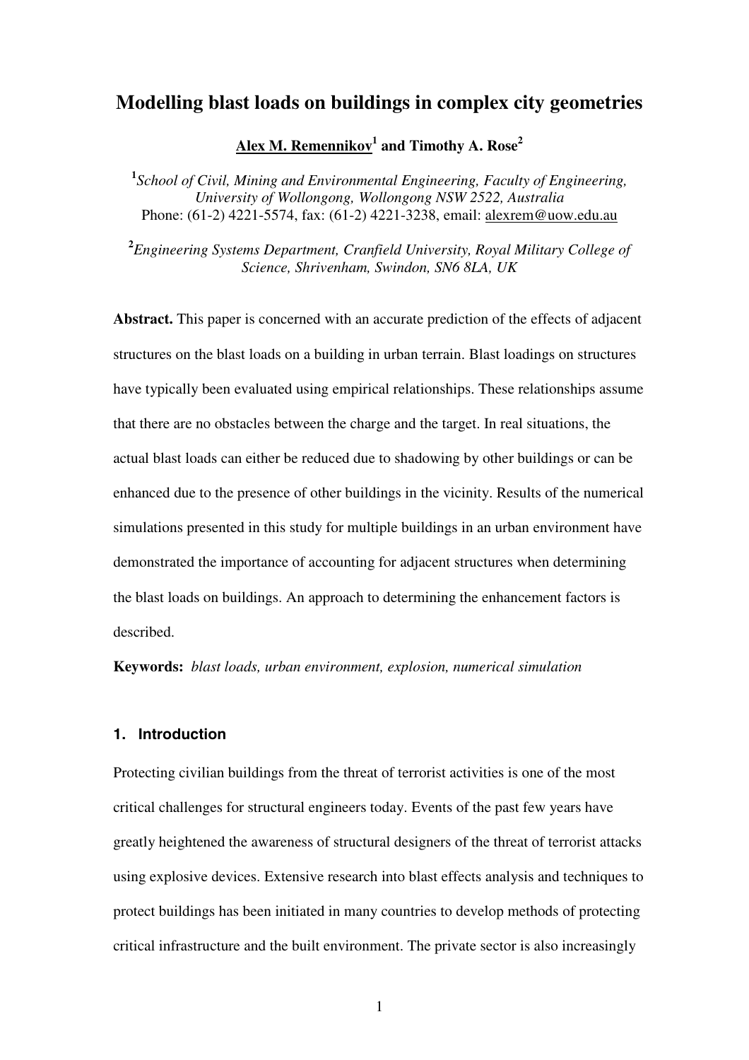# Modelling blast loads on buildings in complex city geometries

**Alex M. Remennikov[1] and Timothy A. Rose[2]**

[1] *School of Civil, Mining and Environmental Engineering, Faculty of Engineering, University of Wollongong, Wollongong NSW 2522, Australia*
Phone: (61-2) 4221-5574, fax: (61-2) 4221-3238, email: alexrem@uow.edu.au

[2] *Engineering Systems Department, Cranfield University, Royal Military College of Science, Shrivenham, Swindon, SN6 8LA, UK*

**Abstract.** This paper is concerned with an accurate prediction of the effects of adjacent structures on the blast loads on a building in urban terrain. Blast loadings on structures have typically been evaluated using empirical relationships. These relationships assume that there are no obstacles between the charge and the target. In real situations, the actual blast loads can either be reduced due to shadowing by other buildings or can be enhanced due to the presence of other buildings in the vicinity. Results of the numerical simulations presented in this study for multiple buildings in an urban environment have demonstrated the importance of accounting for adjacent structures when determining the blast loads on buildings. An approach to determining the enhancement factors is described.

**Keywords:** *blast loads, urban environment, explosion, numerical simulation*

## 1. Introduction

Protecting civilian buildings from the threat of terrorist activities is one of the most critical challenges for structural engineers today. Events of the past few years have greatly heightened the awareness of structural designers of the threat of terrorist attacks using explosive devices. Extensive research into blast effects analysis and techniques to protect buildings has been initiated in many countries to develop methods of protecting critical infrastructure and the built environment. The private sector is also increasingly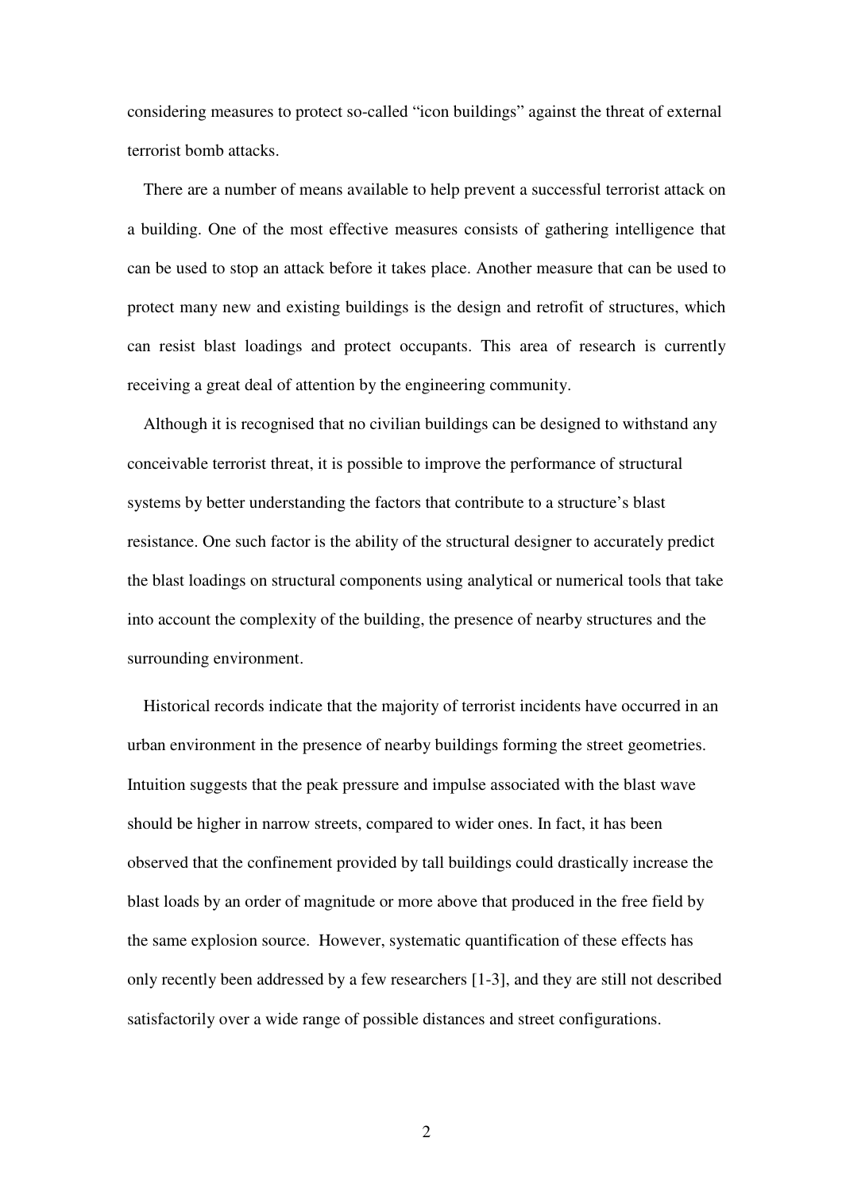considering measures to protect so-called "icon buildings" against the threat of external terrorist bomb attacks.

There are a number of means available to help prevent a successful terrorist attack on a building. One of the most effective measures consists of gathering intelligence that can be used to stop an attack before it takes place. Another measure that can be used to protect many new and existing buildings is the design and retrofit of structures, which can resist blast loadings and protect occupants. This area of research is currently receiving a great deal of attention by the engineering community.

Although it is recognised that no civilian buildings can be designed to withstand any conceivable terrorist threat, it is possible to improve the performance of structural systems by better understanding the factors that contribute to a structure's blast resistance. One such factor is the ability of the structural designer to accurately predict the blast loadings on structural components using analytical or numerical tools that take into account the complexity of the building, the presence of nearby structures and the surrounding environment.

Historical records indicate that the majority of terrorist incidents have occurred in an urban environment in the presence of nearby buildings forming the street geometries. Intuition suggests that the peak pressure and impulse associated with the blast wave should be higher in narrow streets, compared to wider ones. In fact, it has been observed that the confinement provided by tall buildings could drastically increase the blast loads by an order of magnitude or more above that produced in the free field by the same explosion source. However, systematic quantification of these effects has only recently been addressed by a few researchers [1-3], and they are still not described satisfactorily over a wide range of possible distances and street configurations.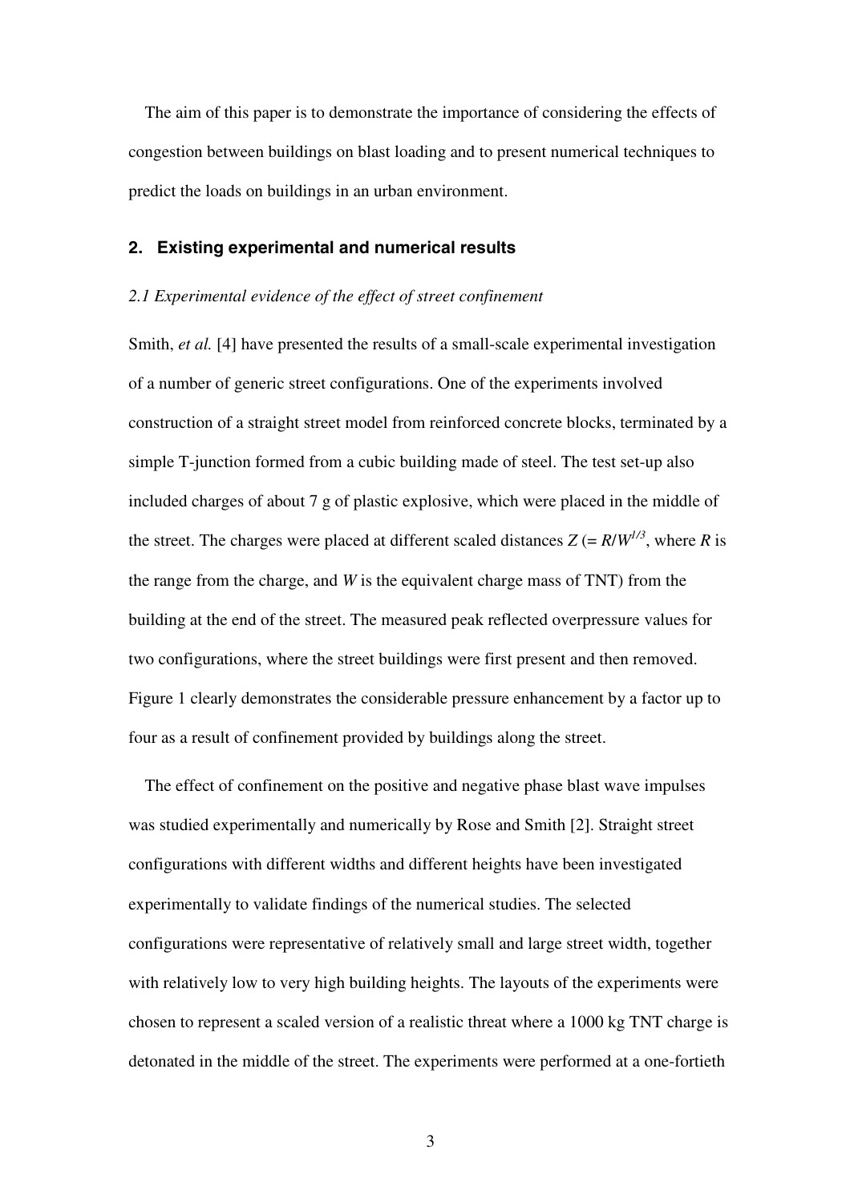The aim of this paper is to demonstrate the importance of considering the effects of congestion between buildings on blast loading and to present numerical techniques to predict the loads on buildings in an urban environment.

## 2. Existing experimental and numerical results

### *2.1 Experimental evidence of the effect of street confinement*

Smith, *et al.* [4] have presented the results of a small-scale experimental investigation of a number of generic street configurations. One of the experiments involved construction of a straight street model from reinforced concrete blocks, terminated by a simple T-junction formed from a cubic building made of steel. The test set-up also included charges of about 7 g of plastic explosive, which were placed in the middle of the street. The charges were placed at different scaled distances $Z$ (= $R/W^{1/3}$, where $R$ is the range from the charge, and $W$ is the equivalent charge mass of TNT) from the building at the end of the street. The measured peak reflected overpressure values for two configurations, where the street buildings were first present and then removed. Figure 1 clearly demonstrates the considerable pressure enhancement by a factor up to four as a result of confinement provided by buildings along the street.

The effect of confinement on the positive and negative phase blast wave impulses was studied experimentally and numerically by Rose and Smith [2]. Straight street configurations with different widths and different heights have been investigated experimentally to validate findings of the numerical studies. The selected configurations were representative of relatively small and large street width, together with relatively low to very high building heights. The layouts of the experiments were chosen to represent a scaled version of a realistic threat where a 1000 kg TNT charge is detonated in the middle of the street. The experiments were performed at a one-fortieth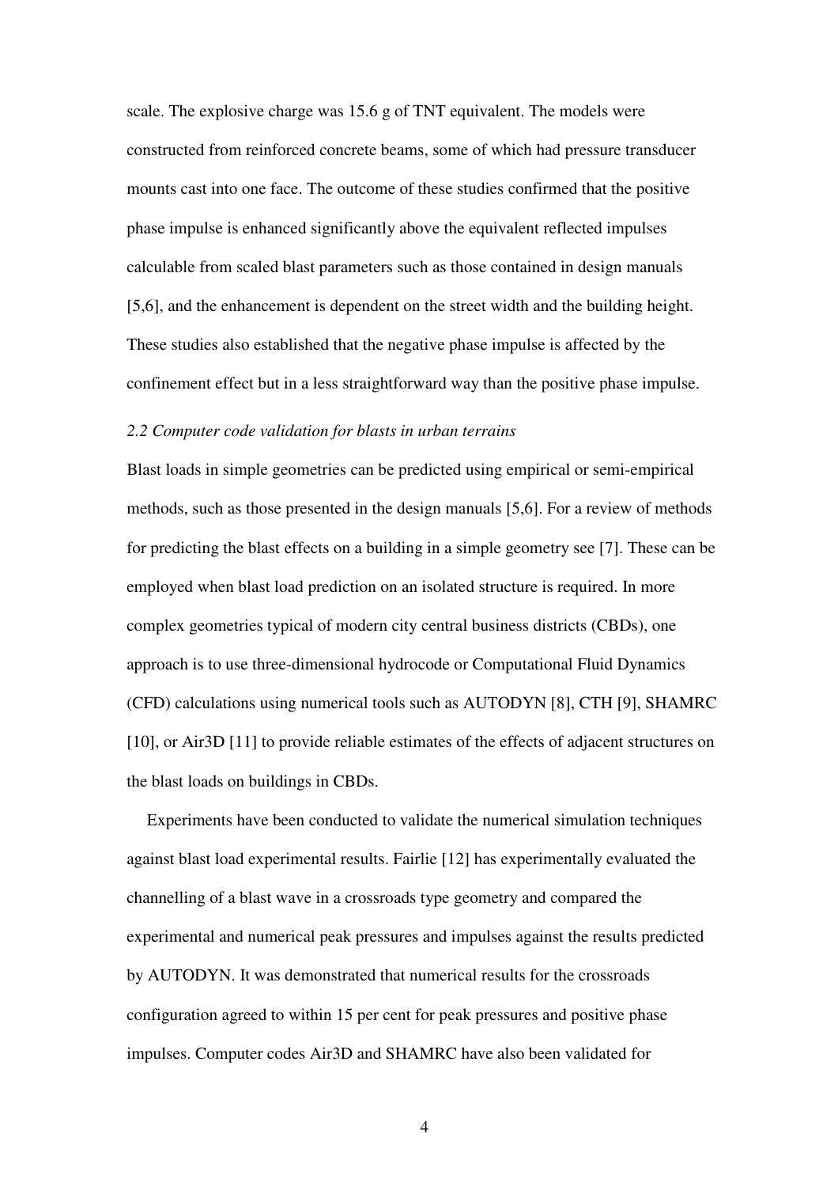scale. The explosive charge was 15.6 g of TNT equivalent. The models were constructed from reinforced concrete beams, some of which had pressure transducer mounts cast into one face. The outcome of these studies confirmed that the positive phase impulse is enhanced significantly above the equivalent reflected impulses calculable from scaled blast parameters such as those contained in design manuals [5,6], and the enhancement is dependent on the street width and the building height. These studies also established that the negative phase impulse is affected by the confinement effect but in a less straightforward way than the positive phase impulse.

### *2.2 Computer code validation for blasts in urban terrains*

Blast loads in simple geometries can be predicted using empirical or semi-empirical methods, such as those presented in the design manuals [5,6]. For a review of methods for predicting the blast effects on a building in a simple geometry see [7]. These can be employed when blast load prediction on an isolated structure is required. In more complex geometries typical of modern city central business districts (CBDs), one approach is to use three-dimensional hydrocode or Computational Fluid Dynamics (CFD) calculations using numerical tools such as AUTODYN [8], CTH [9], SHAMRC [10], or Air3D [11] to provide reliable estimates of the effects of adjacent structures on the blast loads on buildings in CBDs.

Experiments have been conducted to validate the numerical simulation techniques against blast load experimental results. Fairlie [12] has experimentally evaluated the channelling of a blast wave in a crossroads type geometry and compared the experimental and numerical peak pressures and impulses against the results predicted by AUTODYN. It was demonstrated that numerical results for the crossroads configuration agreed to within 15 per cent for peak pressures and positive phase impulses. Computer codes Air3D and SHAMRC have also been validated for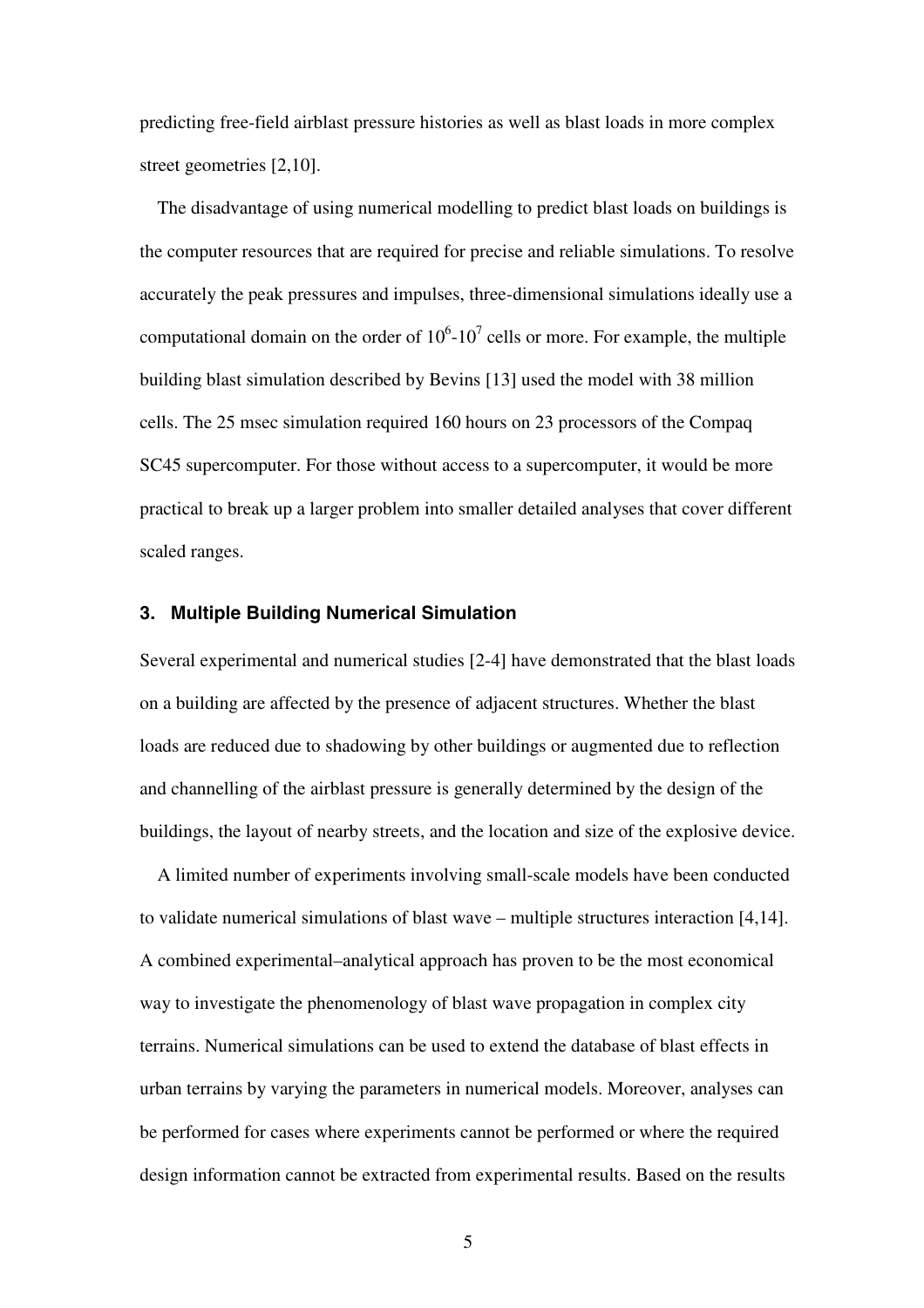predicting free-field airblast pressure histories as well as blast loads in more complex street geometries [2,10].

The disadvantage of using numerical modelling to predict blast loads on buildings is the computer resources that are required for precise and reliable simulations. To resolve accurately the peak pressures and impulses, three-dimensional simulations ideally use a computational domain on the order of $10^6$-$10^7$ cells or more. For example, the multiple building blast simulation described by Bevins [13] used the model with 38 million cells. The 25 msec simulation required 160 hours on 23 processors of the Compaq SC45 supercomputer. For those without access to a supercomputer, it would be more practical to break up a larger problem into smaller detailed analyses that cover different scaled ranges.

## 3. Multiple Building Numerical Simulation

Several experimental and numerical studies [2-4] have demonstrated that the blast loads on a building are affected by the presence of adjacent structures. Whether the blast loads are reduced due to shadowing by other buildings or augmented due to reflection and channelling of the airblast pressure is generally determined by the design of the buildings, the layout of nearby streets, and the location and size of the explosive device.

A limited number of experiments involving small-scale models have been conducted to validate numerical simulations of blast wave – multiple structures interaction [4,14]. A combined experimental–analytical approach has proven to be the most economical way to investigate the phenomenology of blast wave propagation in complex city terrains. Numerical simulations can be used to extend the database of blast effects in urban terrains by varying the parameters in numerical models. Moreover, analyses can be performed for cases where experiments cannot be performed or where the required design information cannot be extracted from experimental results. Based on the results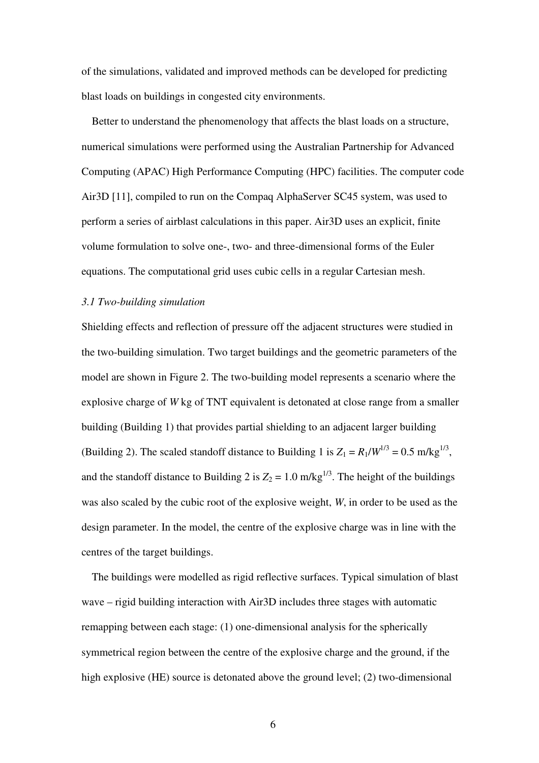of the simulations, validated and improved methods can be developed for predicting blast loads on buildings in congested city environments.

Better to understand the phenomenology that affects the blast loads on a structure, numerical simulations were performed using the Australian Partnership for Advanced Computing (APAC) High Performance Computing (HPC) facilities. The computer code Air3D [11], compiled to run on the Compaq AlphaServer SC45 system, was used to perform a series of airblast calculations in this paper. Air3D uses an explicit, finite volume formulation to solve one-, two- and three-dimensional forms of the Euler equations. The computational grid uses cubic cells in a regular Cartesian mesh.

### *3.1 Two-building simulation*

Shielding effects and reflection of pressure off the adjacent structures were studied in the two-building simulation. Two target buildings and the geometric parameters of the model are shown in Figure 2. The two-building model represents a scenario where the explosive charge of $W$ kg of TNT equivalent is detonated at close range from a smaller building (Building 1) that provides partial shielding to an adjacent larger building (Building 2). The scaled standoff distance to Building 1 is $Z_1 = R_1/W^{1/3} = 0.5$ m/kg$^{1/3}$, and the standoff distance to Building 2 is $Z_2 = 1.0$ m/kg$^{1/3}$. The height of the buildings was also scaled by the cubic root of the explosive weight, $W$, in order to be used as the design parameter. In the model, the centre of the explosive charge was in line with the centres of the target buildings.

The buildings were modelled as rigid reflective surfaces. Typical simulation of blast wave – rigid building interaction with Air3D includes three stages with automatic remapping between each stage: (1) one-dimensional analysis for the spherically symmetrical region between the centre of the explosive charge and the ground, if the high explosive (HE) source is detonated above the ground level; (2) two-dimensional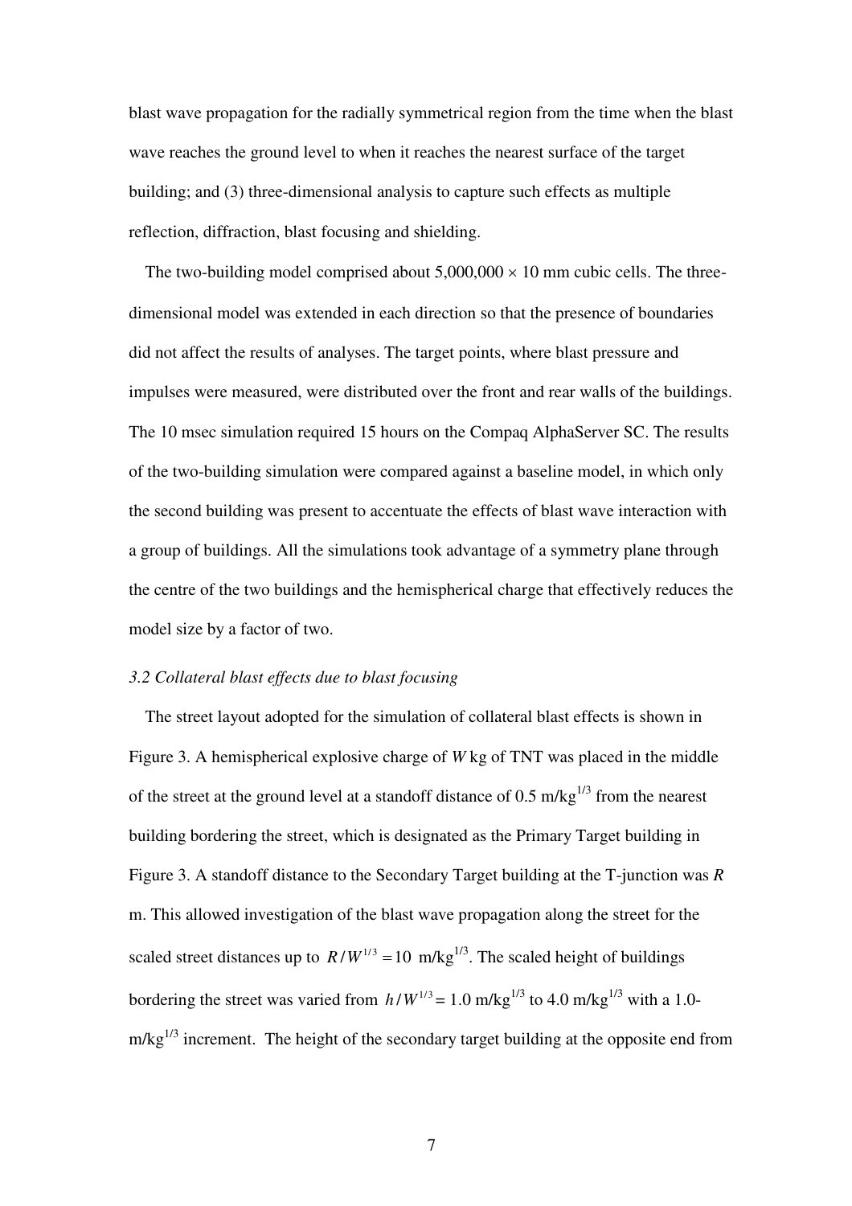blast wave propagation for the radially symmetrical region from the time when the blast wave reaches the ground level to when it reaches the nearest surface of the target building; and (3) three-dimensional analysis to capture such effects as multiple reflection, diffraction, blast focusing and shielding.

The two-building model comprised about $5{,}000{,}000 \times 10$ mm cubic cells. The three-dimensional model was extended in each direction so that the presence of boundaries did not affect the results of analyses. The target points, where blast pressure and impulses were measured, were distributed over the front and rear walls of the buildings. The 10 msec simulation required 15 hours on the Compaq AlphaServer SC. The results of the two-building simulation were compared against a baseline model, in which only the second building was present to accentuate the effects of blast wave interaction with a group of buildings. All the simulations took advantage of a symmetry plane through the centre of the two buildings and the hemispherical charge that effectively reduces the model size by a factor of two.

*3.2 Collateral blast effects due to blast focusing*

The street layout adopted for the simulation of collateral blast effects is shown in Figure 3. A hemispherical explosive charge of $W$ kg of TNT was placed in the middle of the street at the ground level at a standoff distance of 0.5 m/kg$^{1/3}$ from the nearest building bordering the street, which is designated as the Primary Target building in Figure 3. A standoff distance to the Secondary Target building at the T-junction was $R$ m. This allowed investigation of the blast wave propagation along the street for the scaled street distances up to $R/W^{1/3} = 10$ m/kg$^{1/3}$. The scaled height of buildings bordering the street was varied from $h/W^{1/3} = 1.0$ m/kg$^{1/3}$ to 4.0 m/kg$^{1/3}$ with a 1.0-m/kg$^{1/3}$ increment. The height of the secondary target building at the opposite end from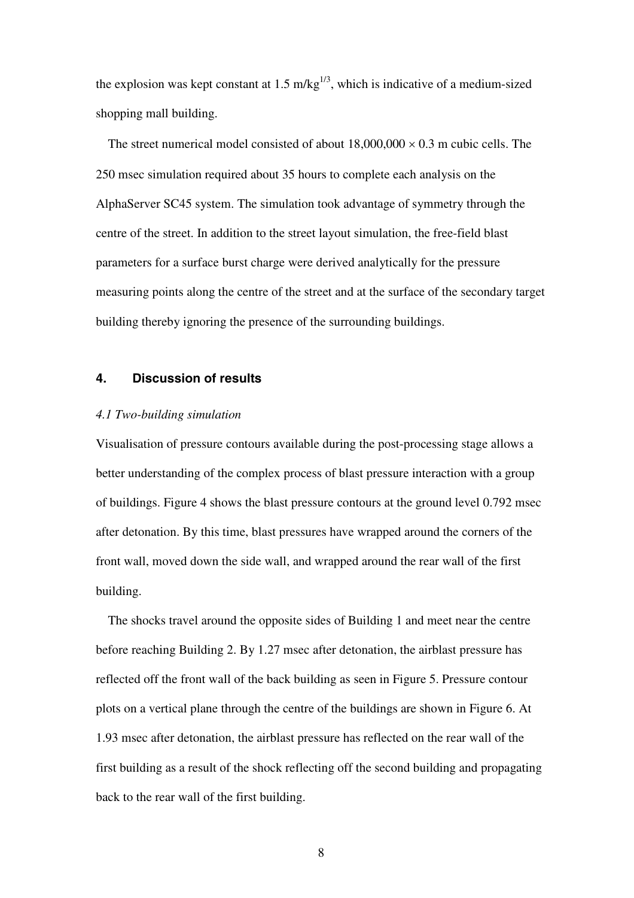the explosion was kept constant at 1.5 m/kg$^{1/3}$, which is indicative of a medium-sized shopping mall building.

The street numerical model consisted of about 18,000,000 × 0.3 m cubic cells. The 250 msec simulation required about 35 hours to complete each analysis on the AlphaServer SC45 system. The simulation took advantage of symmetry through the centre of the street. In addition to the street layout simulation, the free-field blast parameters for a surface burst charge were derived analytically for the pressure measuring points along the centre of the street and at the surface of the secondary target building thereby ignoring the presence of the surrounding buildings.

## 4. Discussion of results

### *4.1 Two-building simulation*

Visualisation of pressure contours available during the post-processing stage allows a better understanding of the complex process of blast pressure interaction with a group of buildings. Figure 4 shows the blast pressure contours at the ground level 0.792 msec after detonation. By this time, blast pressures have wrapped around the corners of the front wall, moved down the side wall, and wrapped around the rear wall of the first building.

The shocks travel around the opposite sides of Building 1 and meet near the centre before reaching Building 2. By 1.27 msec after detonation, the airblast pressure has reflected off the front wall of the back building as seen in Figure 5. Pressure contour plots on a vertical plane through the centre of the buildings are shown in Figure 6. At 1.93 msec after detonation, the airblast pressure has reflected on the rear wall of the first building as a result of the shock reflecting off the second building and propagating back to the rear wall of the first building.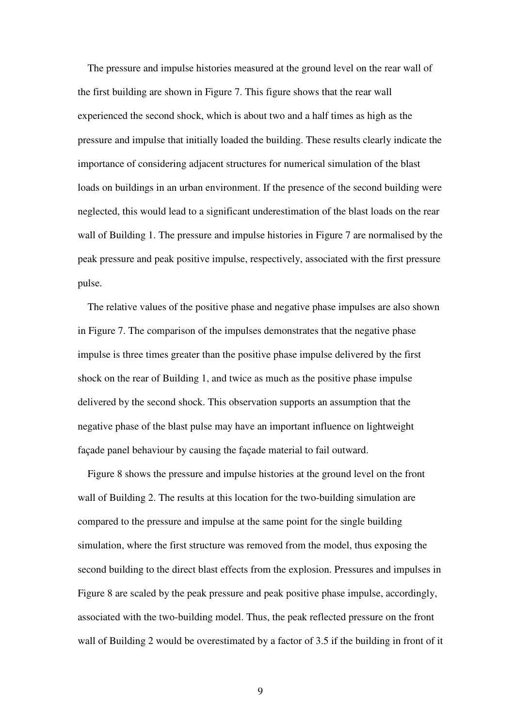The pressure and impulse histories measured at the ground level on the rear wall of the first building are shown in Figure 7. This figure shows that the rear wall experienced the second shock, which is about two and a half times as high as the pressure and impulse that initially loaded the building. These results clearly indicate the importance of considering adjacent structures for numerical simulation of the blast loads on buildings in an urban environment. If the presence of the second building were neglected, this would lead to a significant underestimation of the blast loads on the rear wall of Building 1. The pressure and impulse histories in Figure 7 are normalised by the peak pressure and peak positive impulse, respectively, associated with the first pressure pulse.

The relative values of the positive phase and negative phase impulses are also shown in Figure 7. The comparison of the impulses demonstrates that the negative phase impulse is three times greater than the positive phase impulse delivered by the first shock on the rear of Building 1, and twice as much as the positive phase impulse delivered by the second shock. This observation supports an assumption that the negative phase of the blast pulse may have an important influence on lightweight façade panel behaviour by causing the façade material to fail outward.

Figure 8 shows the pressure and impulse histories at the ground level on the front wall of Building 2. The results at this location for the two-building simulation are compared to the pressure and impulse at the same point for the single building simulation, where the first structure was removed from the model, thus exposing the second building to the direct blast effects from the explosion. Pressures and impulses in Figure 8 are scaled by the peak pressure and peak positive phase impulse, accordingly, associated with the two-building model. Thus, the peak reflected pressure on the front wall of Building 2 would be overestimated by a factor of 3.5 if the building in front of it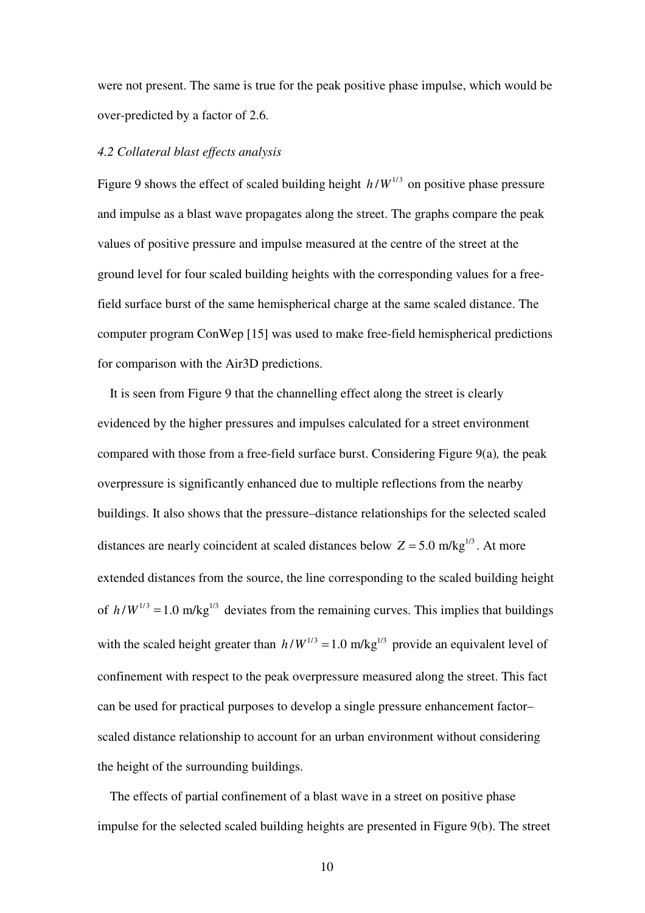were not present. The same is true for the peak positive phase impulse, which would be over-predicted by a factor of 2.6.

### *4.2 Collateral blast effects analysis*

Figure 9 shows the effect of scaled building height $h/W^{1/3}$ on positive phase pressure and impulse as a blast wave propagates along the street. The graphs compare the peak values of positive pressure and impulse measured at the centre of the street at the ground level for four scaled building heights with the corresponding values for a free-field surface burst of the same hemispherical charge at the same scaled distance. The computer program ConWep [15] was used to make free-field hemispherical predictions for comparison with the Air3D predictions.

It is seen from Figure 9 that the channelling effect along the street is clearly evidenced by the higher pressures and impulses calculated for a street environment compared with those from a free-field surface burst. Considering Figure 9(a)*,* the peak overpressure is significantly enhanced due to multiple reflections from the nearby buildings. It also shows that the pressure–distance relationships for the selected scaled distances are nearly coincident at scaled distances below $Z = 5.0$ m/kg$^{1/3}$. At more extended distances from the source, the line corresponding to the scaled building height of $h/W^{1/3} = 1.0$ m/kg$^{1/3}$ deviates from the remaining curves. This implies that buildings with the scaled height greater than $h/W^{1/3} = 1.0$ m/kg$^{1/3}$ provide an equivalent level of confinement with respect to the peak overpressure measured along the street. This fact can be used for practical purposes to develop a single pressure enhancement factor–scaled distance relationship to account for an urban environment without considering the height of the surrounding buildings.

The effects of partial confinement of a blast wave in a street on positive phase impulse for the selected scaled building heights are presented in Figure 9(b). The street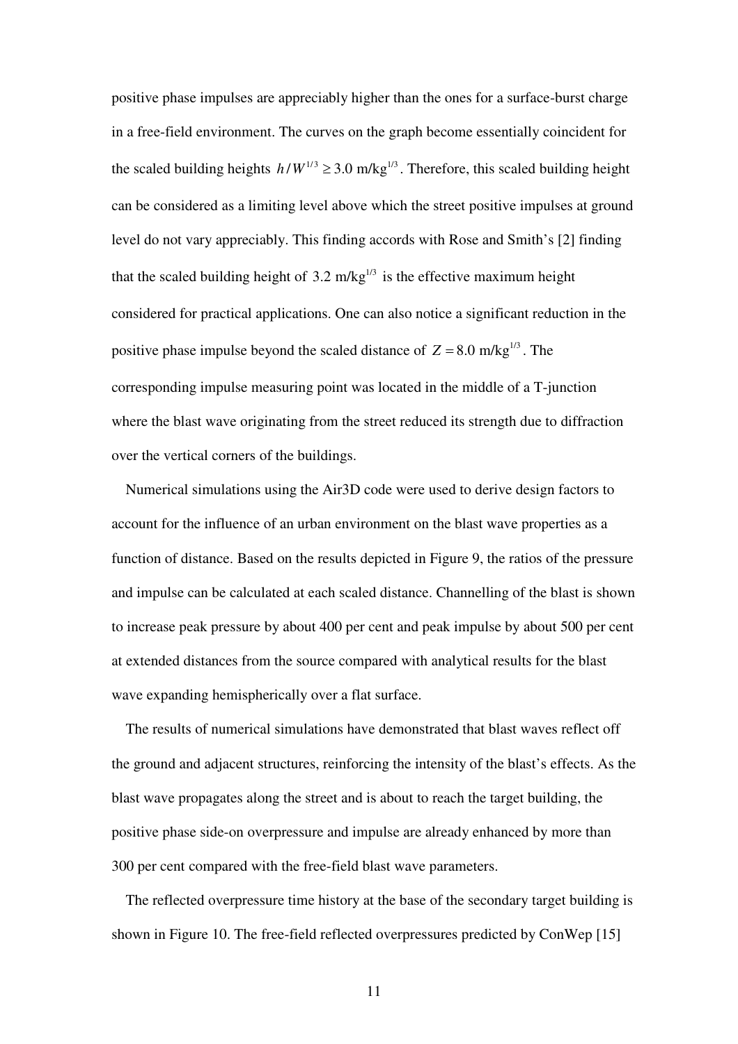positive phase impulses are appreciably higher than the ones for a surface-burst charge in a free-field environment. The curves on the graph become essentially coincident for the scaled building heights $h/W^{1/3} \geq 3.0$ m/kg$^{1/3}$. Therefore, this scaled building height can be considered as a limiting level above which the street positive impulses at ground level do not vary appreciably. This finding accords with Rose and Smith's [2] finding that the scaled building height of $3.2$ m/kg$^{1/3}$ is the effective maximum height considered for practical applications. One can also notice a significant reduction in the positive phase impulse beyond the scaled distance of $Z = 8.0$ m/kg$^{1/3}$. The corresponding impulse measuring point was located in the middle of a T-junction where the blast wave originating from the street reduced its strength due to diffraction over the vertical corners of the buildings.

Numerical simulations using the Air3D code were used to derive design factors to account for the influence of an urban environment on the blast wave properties as a function of distance. Based on the results depicted in Figure 9, the ratios of the pressure and impulse can be calculated at each scaled distance. Channelling of the blast is shown to increase peak pressure by about 400 per cent and peak impulse by about 500 per cent at extended distances from the source compared with analytical results for the blast wave expanding hemispherically over a flat surface.

The results of numerical simulations have demonstrated that blast waves reflect off the ground and adjacent structures, reinforcing the intensity of the blast's effects. As the blast wave propagates along the street and is about to reach the target building, the positive phase side-on overpressure and impulse are already enhanced by more than 300 per cent compared with the free-field blast wave parameters.

The reflected overpressure time history at the base of the secondary target building is shown in Figure 10. The free-field reflected overpressures predicted by ConWep [15]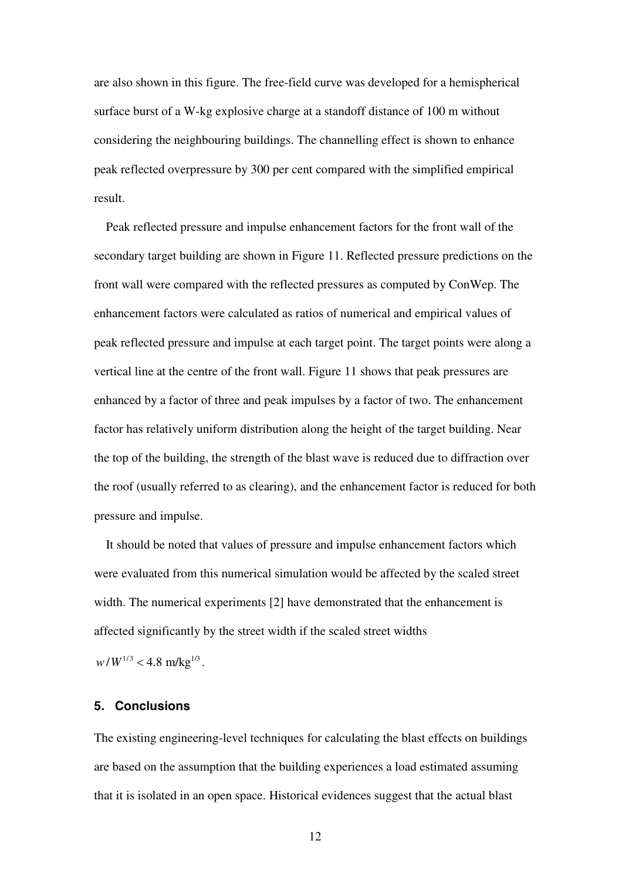are also shown in this figure. The free-field curve was developed for a hemispherical surface burst of a W-kg explosive charge at a standoff distance of 100 m without considering the neighbouring buildings. The channelling effect is shown to enhance peak reflected overpressure by 300 per cent compared with the simplified empirical result.

Peak reflected pressure and impulse enhancement factors for the front wall of the secondary target building are shown in Figure 11. Reflected pressure predictions on the front wall were compared with the reflected pressures as computed by ConWep. The enhancement factors were calculated as ratios of numerical and empirical values of peak reflected pressure and impulse at each target point. The target points were along a vertical line at the centre of the front wall. Figure 11 shows that peak pressures are enhanced by a factor of three and peak impulses by a factor of two. The enhancement factor has relatively uniform distribution along the height of the target building. Near the top of the building, the strength of the blast wave is reduced due to diffraction over the roof (usually referred to as clearing), and the enhancement factor is reduced for both pressure and impulse.

It should be noted that values of pressure and impulse enhancement factors which were evaluated from this numerical simulation would be affected by the scaled street width. The numerical experiments [2] have demonstrated that the enhancement is affected significantly by the street width if the scaled street widths $w/W^{1/3} < 4.8 \text{ m/kg}^{1/3}$.

## 5. Conclusions

The existing engineering-level techniques for calculating the blast effects on buildings are based on the assumption that the building experiences a load estimated assuming that it is isolated in an open space. Historical evidences suggest that the actual blast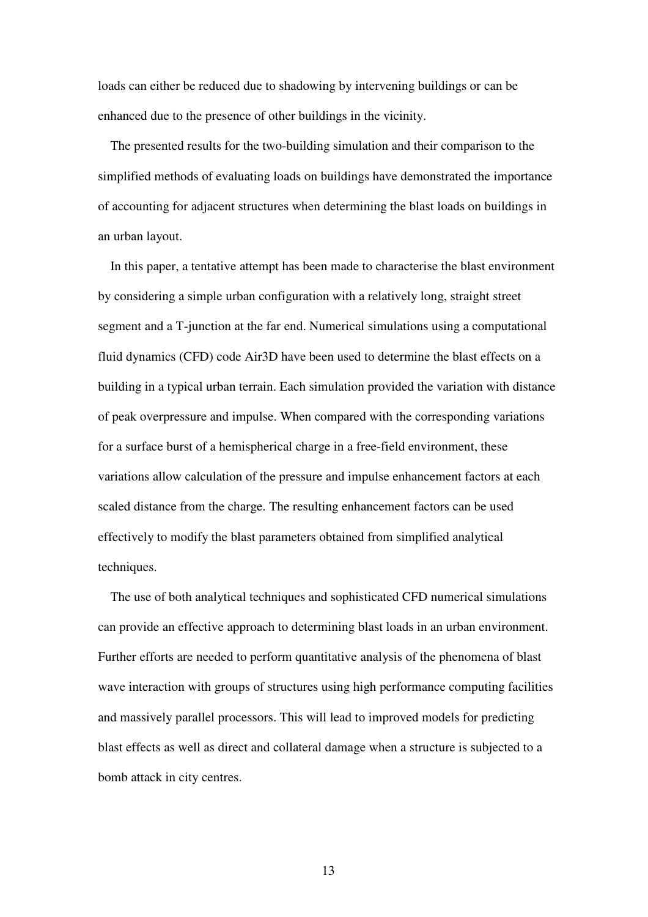loads can either be reduced due to shadowing by intervening buildings or can be enhanced due to the presence of other buildings in the vicinity.

The presented results for the two-building simulation and their comparison to the simplified methods of evaluating loads on buildings have demonstrated the importance of accounting for adjacent structures when determining the blast loads on buildings in an urban layout.

In this paper, a tentative attempt has been made to characterise the blast environment by considering a simple urban configuration with a relatively long, straight street segment and a T-junction at the far end. Numerical simulations using a computational fluid dynamics (CFD) code Air3D have been used to determine the blast effects on a building in a typical urban terrain. Each simulation provided the variation with distance of peak overpressure and impulse. When compared with the corresponding variations for a surface burst of a hemispherical charge in a free-field environment, these variations allow calculation of the pressure and impulse enhancement factors at each scaled distance from the charge. The resulting enhancement factors can be used effectively to modify the blast parameters obtained from simplified analytical techniques.

The use of both analytical techniques and sophisticated CFD numerical simulations can provide an effective approach to determining blast loads in an urban environment. Further efforts are needed to perform quantitative analysis of the phenomena of blast wave interaction with groups of structures using high performance computing facilities and massively parallel processors. This will lead to improved models for predicting blast effects as well as direct and collateral damage when a structure is subjected to a bomb attack in city centres.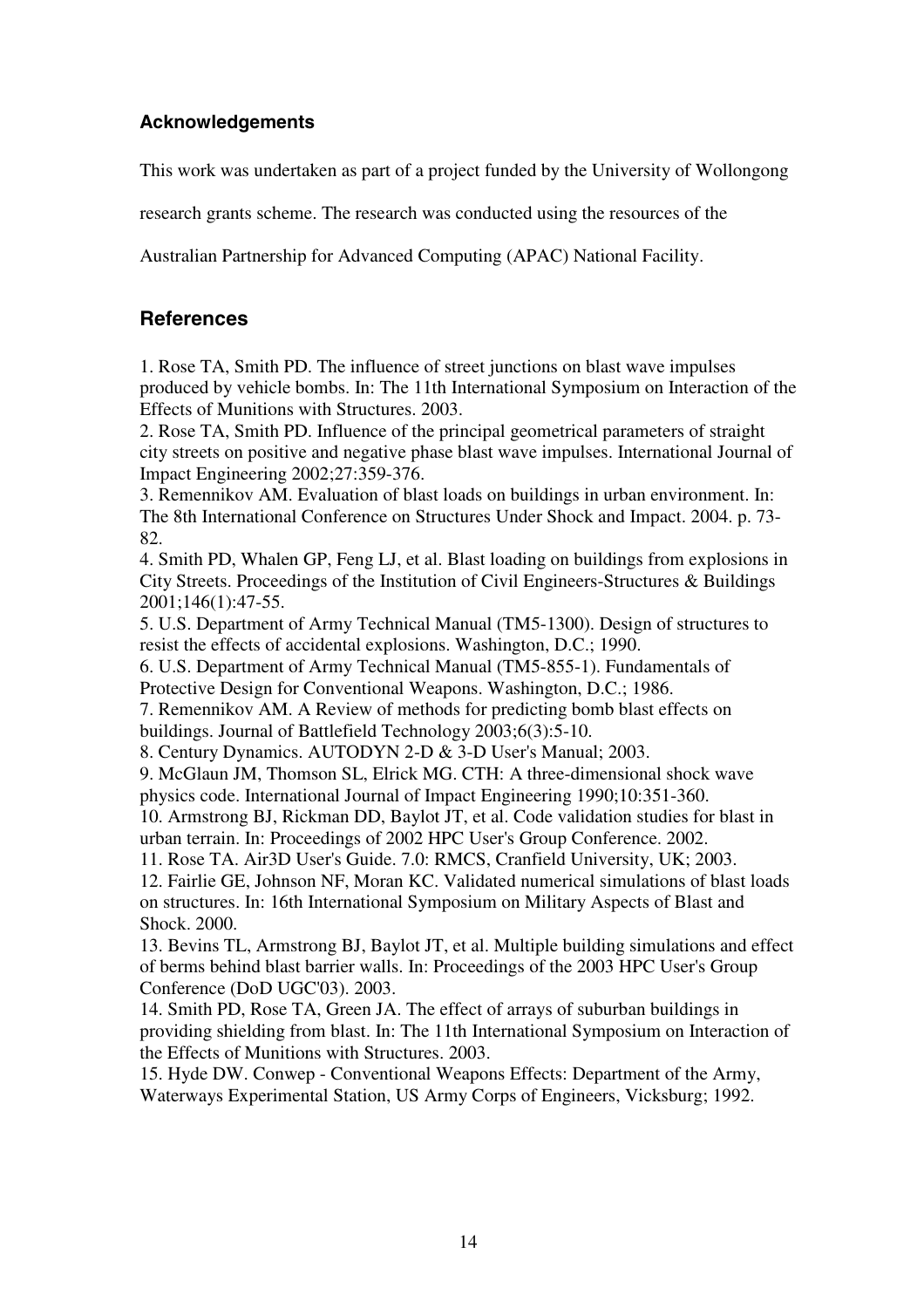### Acknowledgements

This work was undertaken as part of a project funded by the University of Wollongong research grants scheme. The research was conducted using the resources of the Australian Partnership for Advanced Computing (APAC) National Facility.

## References

1. Rose TA, Smith PD. The influence of street junctions on blast wave impulses produced by vehicle bombs. In: The 11th International Symposium on Interaction of the Effects of Munitions with Structures. 2003.
2. Rose TA, Smith PD. Influence of the principal geometrical parameters of straight city streets on positive and negative phase blast wave impulses. International Journal of Impact Engineering 2002;27:359-376.
3. Remennikov AM. Evaluation of blast loads on buildings in urban environment. In: The 8th International Conference on Structures Under Shock and Impact. 2004. p. 73-82.
4. Smith PD, Whalen GP, Feng LJ, et al. Blast loading on buildings from explosions in City Streets. Proceedings of the Institution of Civil Engineers-Structures & Buildings 2001;146(1):47-55.
5. U.S. Department of Army Technical Manual (TM5-1300). Design of structures to resist the effects of accidental explosions. Washington, D.C.; 1990.
6. U.S. Department of Army Technical Manual (TM5-855-1). Fundamentals of Protective Design for Conventional Weapons. Washington, D.C.; 1986.
7. Remennikov AM. A Review of methods for predicting bomb blast effects on buildings. Journal of Battlefield Technology 2003;6(3):5-10.
8. Century Dynamics. AUTODYN 2-D & 3-D User's Manual; 2003.
9. McGlaun JM, Thomson SL, Elrick MG. CTH: A three-dimensional shock wave physics code. International Journal of Impact Engineering 1990;10:351-360.
10. Armstrong BJ, Rickman DD, Baylot JT, et al. Code validation studies for blast in urban terrain. In: Proceedings of 2002 HPC User's Group Conference. 2002.
11. Rose TA. Air3D User's Guide. 7.0: RMCS, Cranfield University, UK; 2003.
12. Fairlie GE, Johnson NF, Moran KC. Validated numerical simulations of blast loads on structures. In: 16th International Symposium on Military Aspects of Blast and Shock. 2000.
13. Bevins TL, Armstrong BJ, Baylot JT, et al. Multiple building simulations and effect of berms behind blast barrier walls. In: Proceedings of the 2003 HPC User's Group Conference (DoD UGC'03). 2003.
14. Smith PD, Rose TA, Green JA. The effect of arrays of suburban buildings in providing shielding from blast. In: The 11th International Symposium on Interaction of the Effects of Munitions with Structures. 2003.
15. Hyde DW. Conwep - Conventional Weapons Effects: Department of the Army, Waterways Experimental Station, US Army Corps of Engineers, Vicksburg; 1992.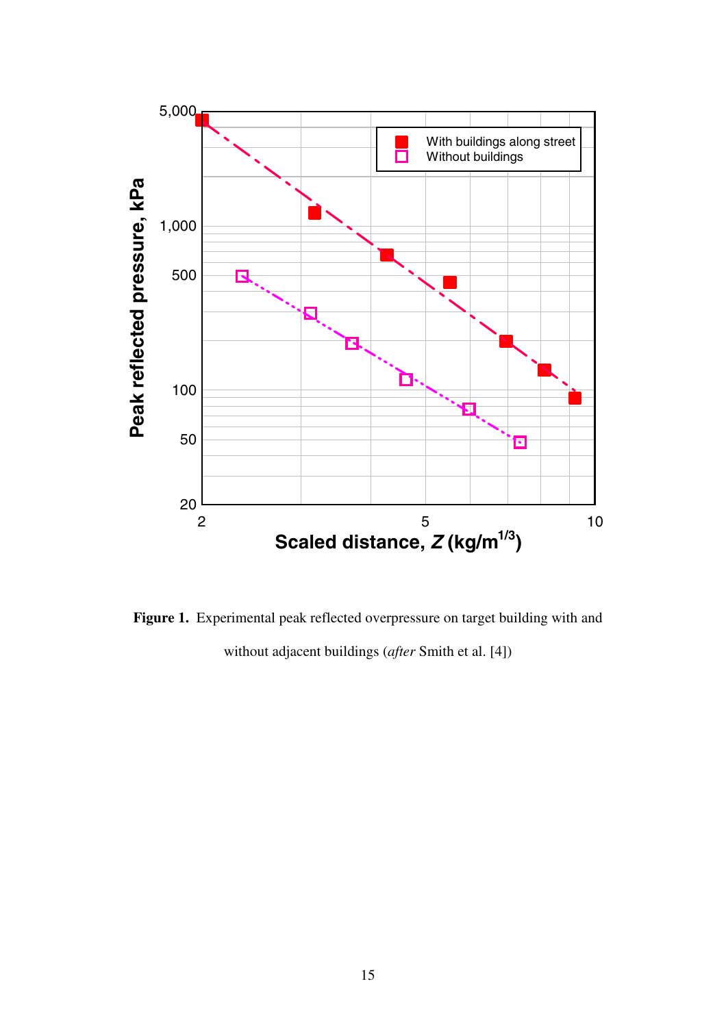**Figure 1.** Experimental peak reflected overpressure on target building with and without adjacent buildings (*after* Smith et al. [4])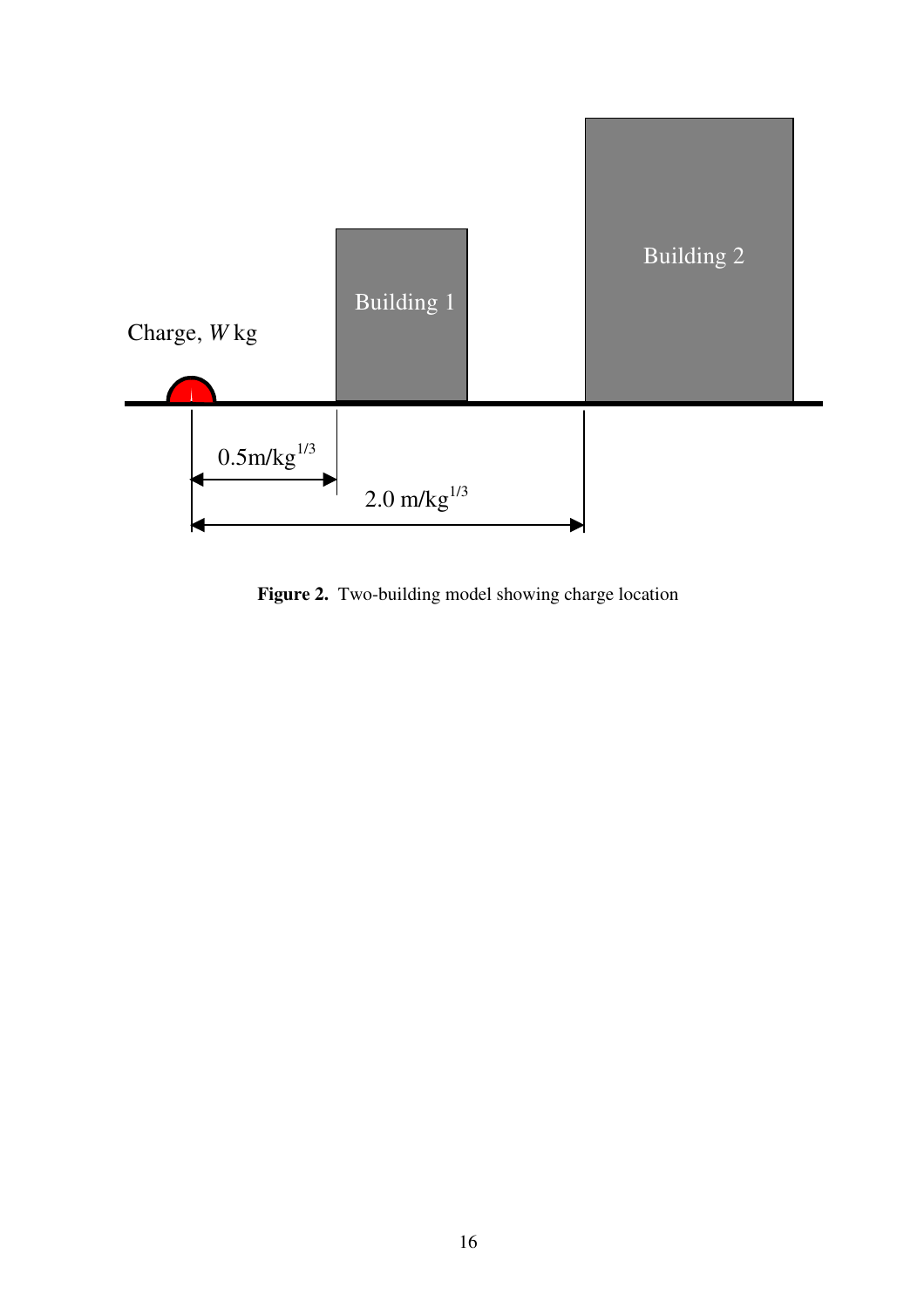**Figure 2.** Two-building model showing charge location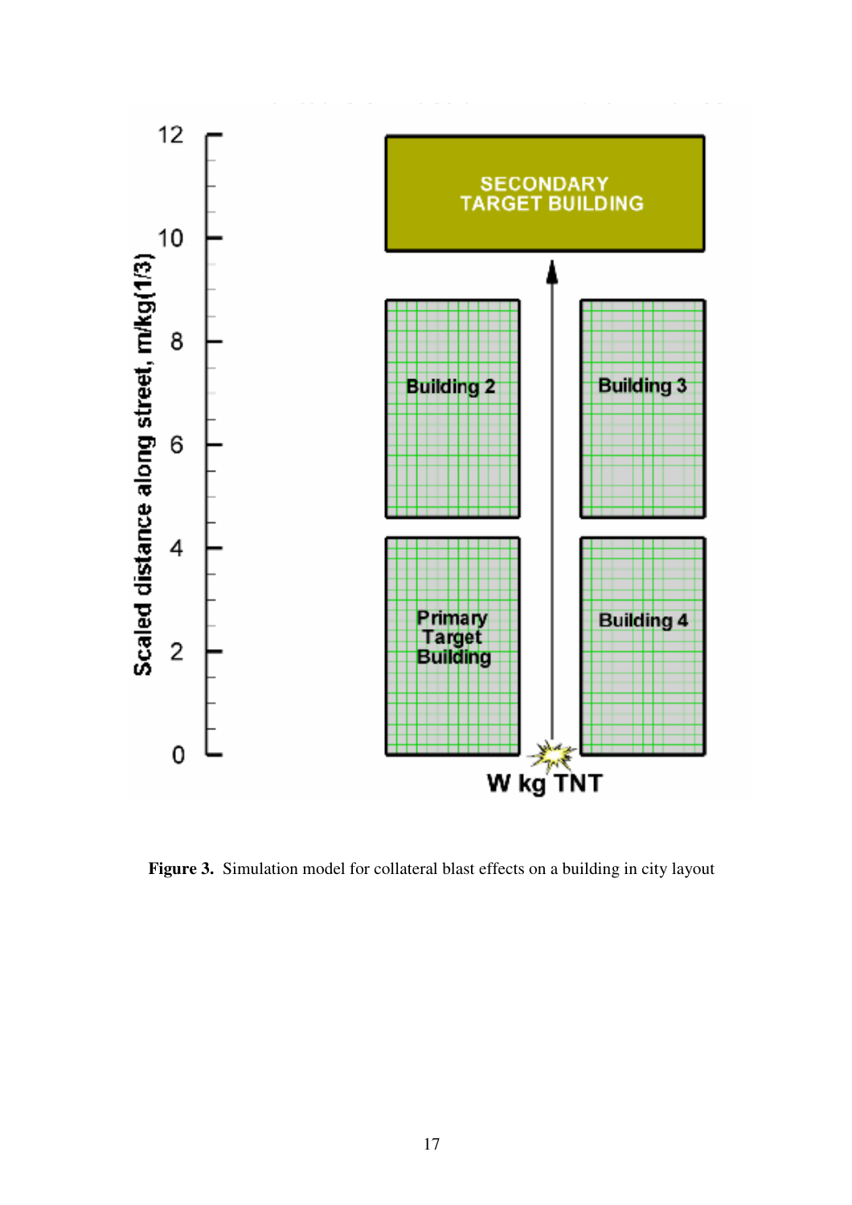**Figure 3.** Simulation model for collateral blast effects on a building in city layout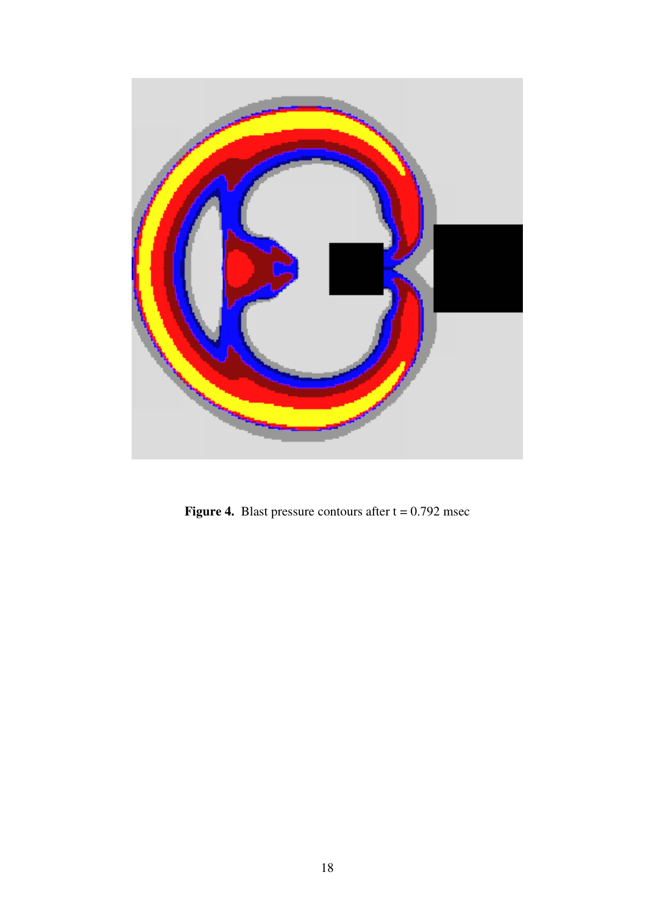**Figure 4.** Blast pressure contours after t = 0.792 msec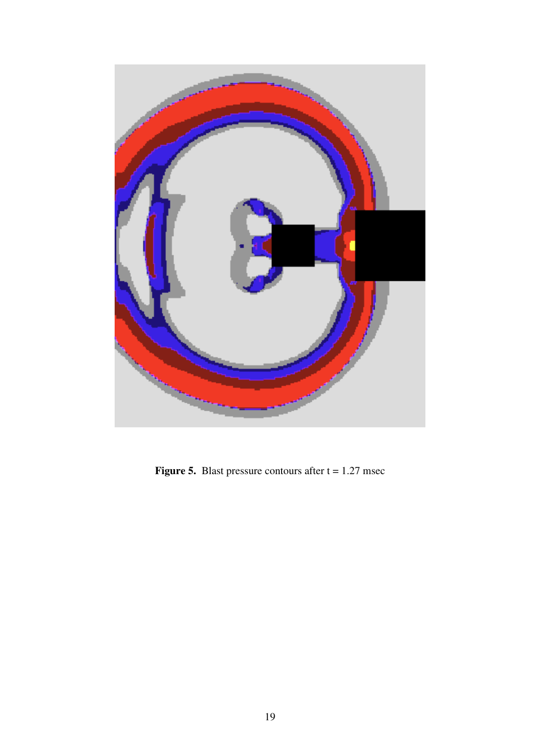**Figure 5.** Blast pressure contours after t = 1.27 msec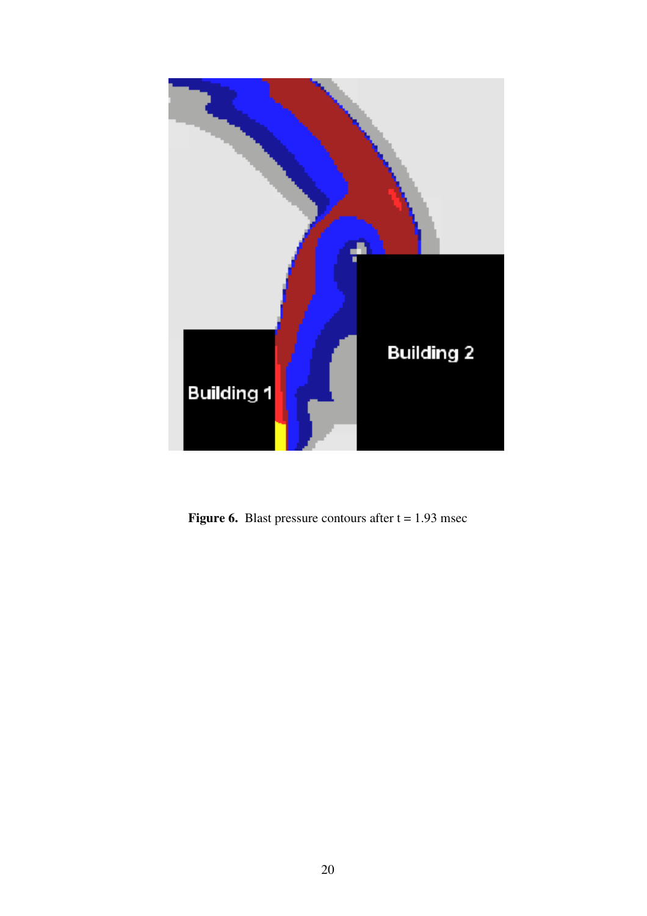**Figure 6.** Blast pressure contours after t = 1.93 msec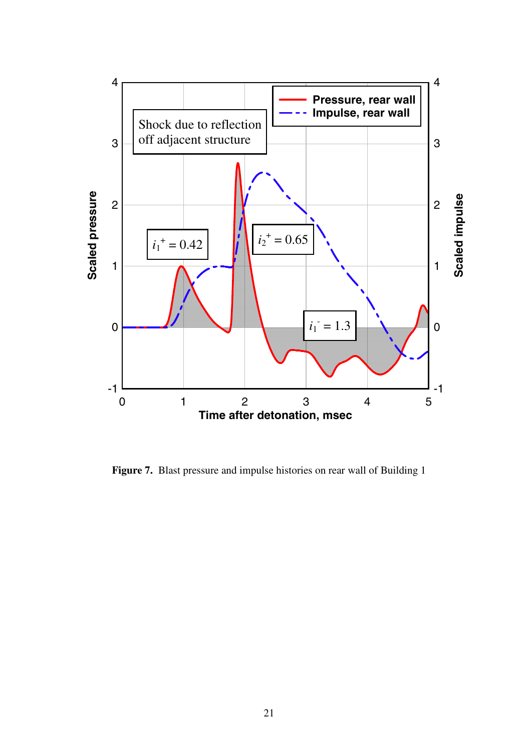**Figure 7.** Blast pressure and impulse histories on rear wall of Building 1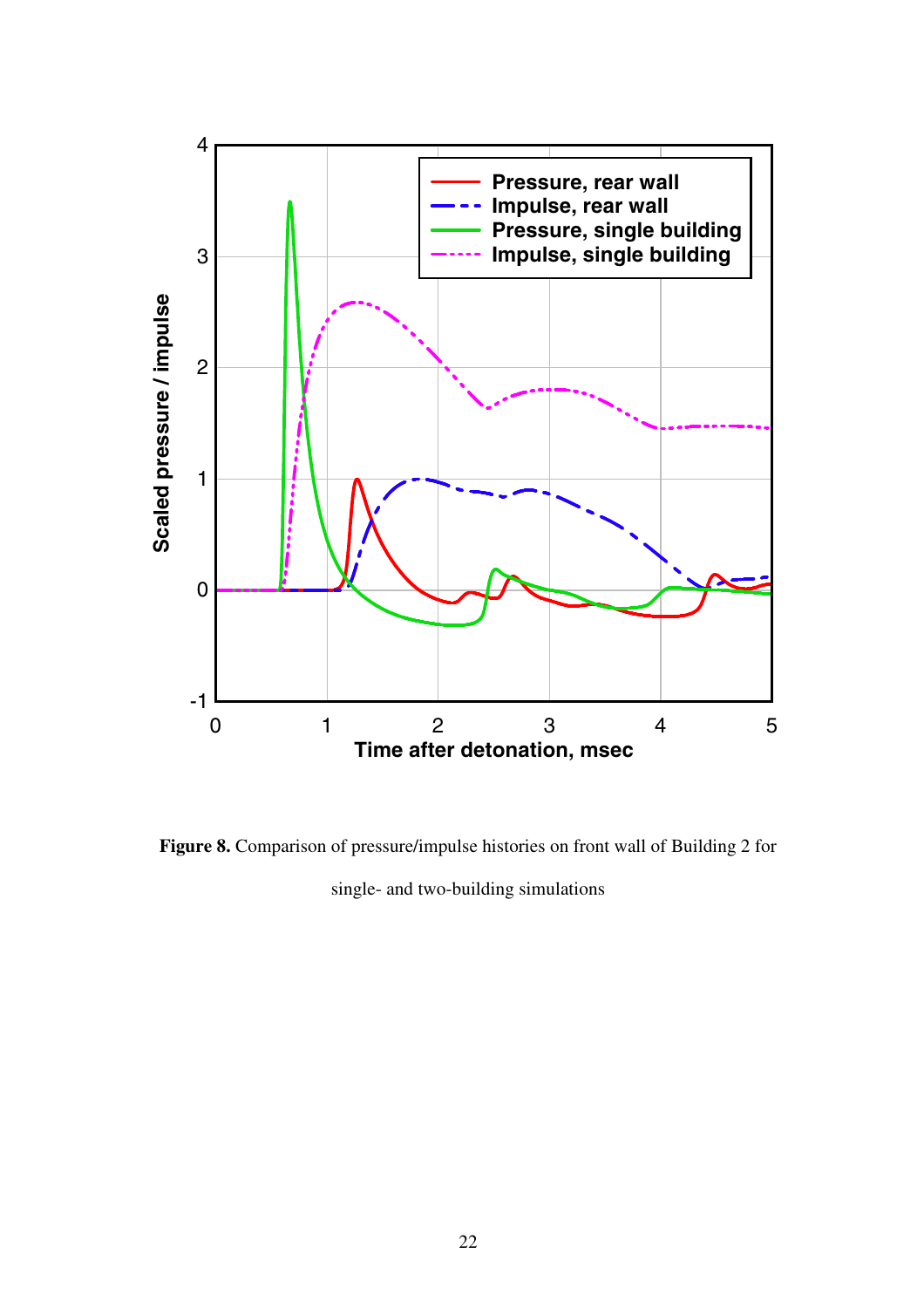**Figure 8.** Comparison of pressure/impulse histories on front wall of Building 2 for single- and two-building simulations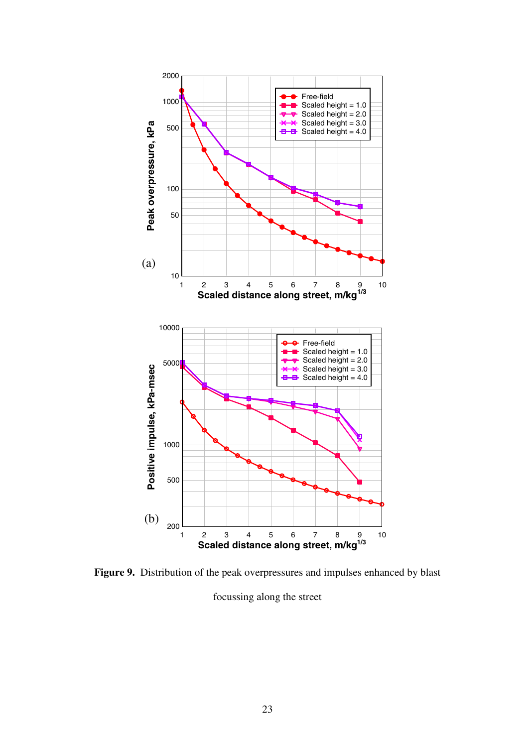**Figure 9.** Distribution of the peak overpressures and impulses enhanced by blast focussing along the street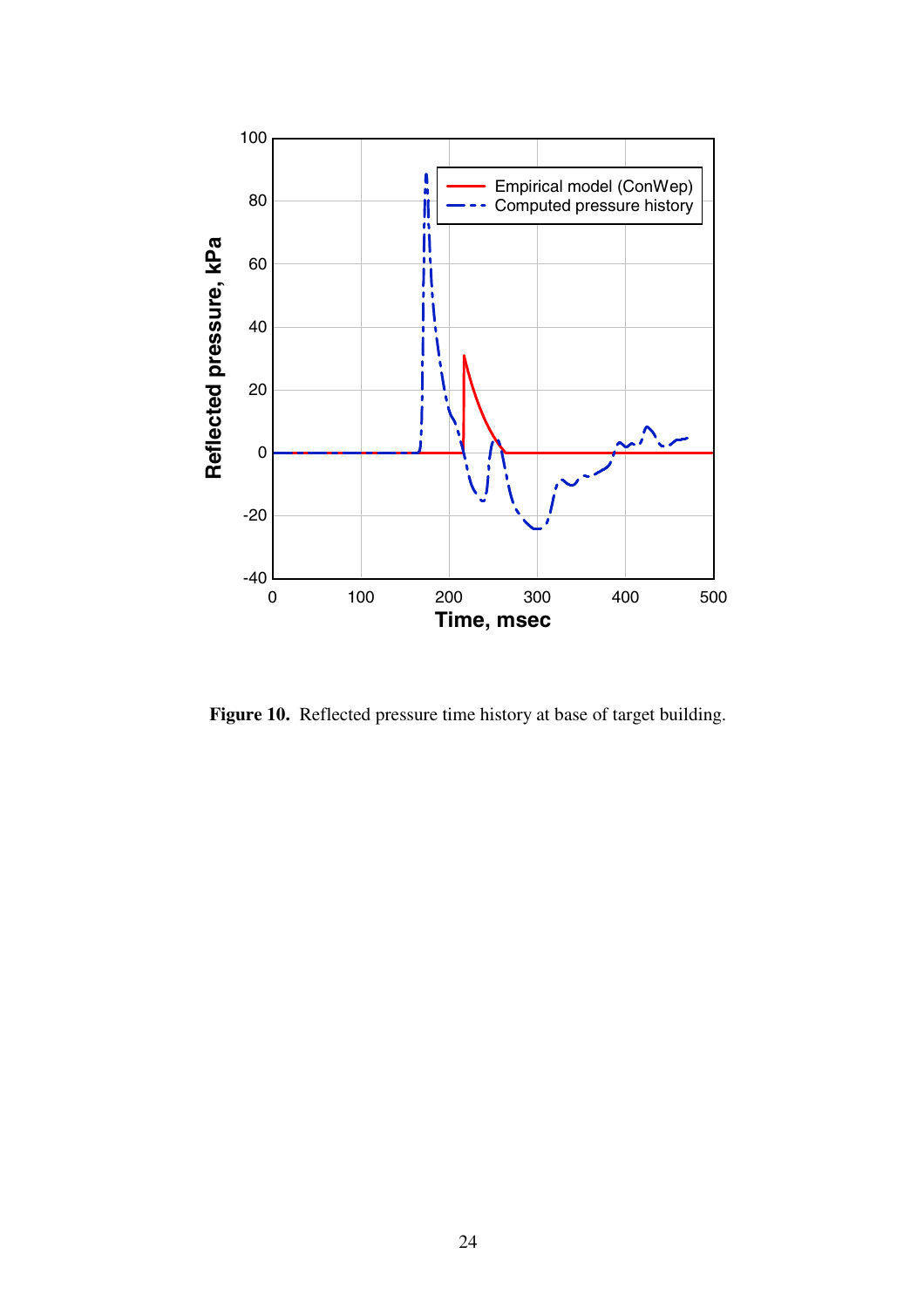**Figure 10.** Reflected pressure time history at base of target building.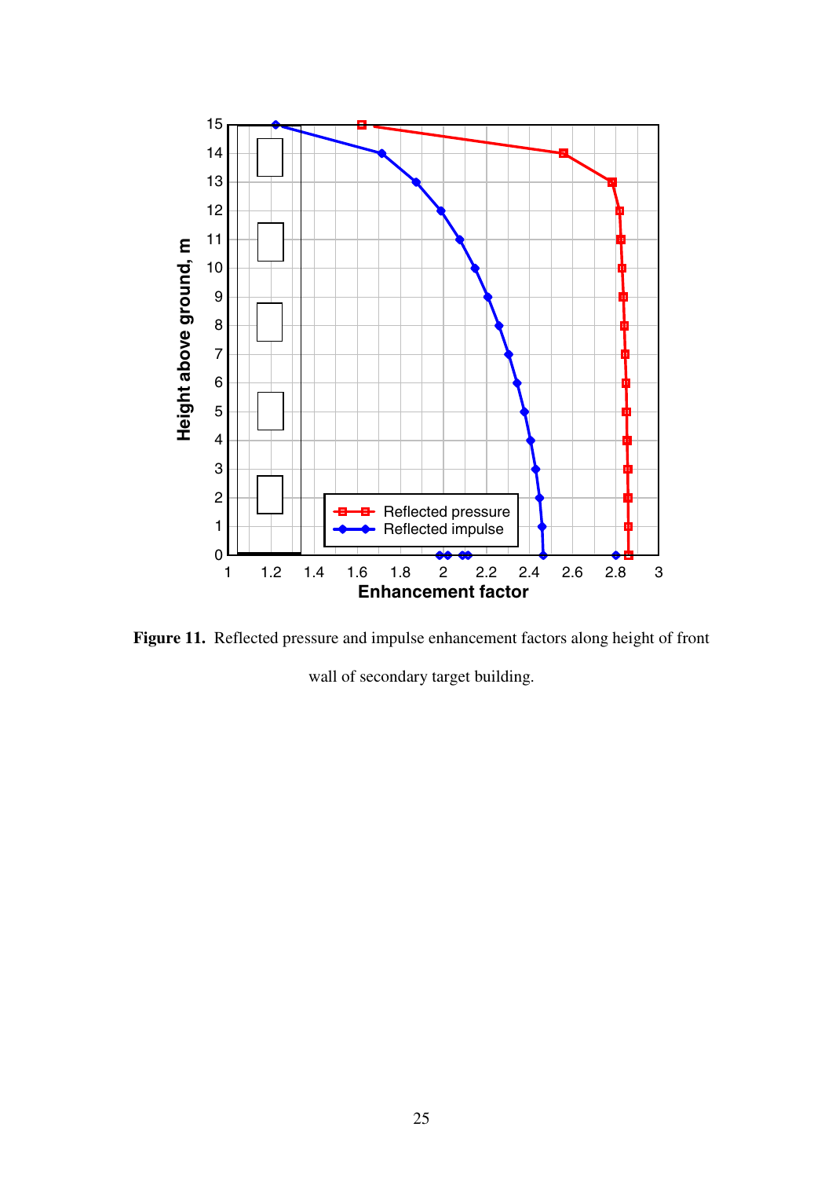Height above ground, m

15
14
13
12
11
10
9
8
7
6
5
4
3
2
1
0

1 1.2 1.4 1.6 1.8 2 2.2 2.4 2.6 2.8 3

Enhancement factor

Reflected pressure
Reflected impulse

**Figure 11.** Reflected pressure and impulse enhancement factors along height of front wall of secondary target building.